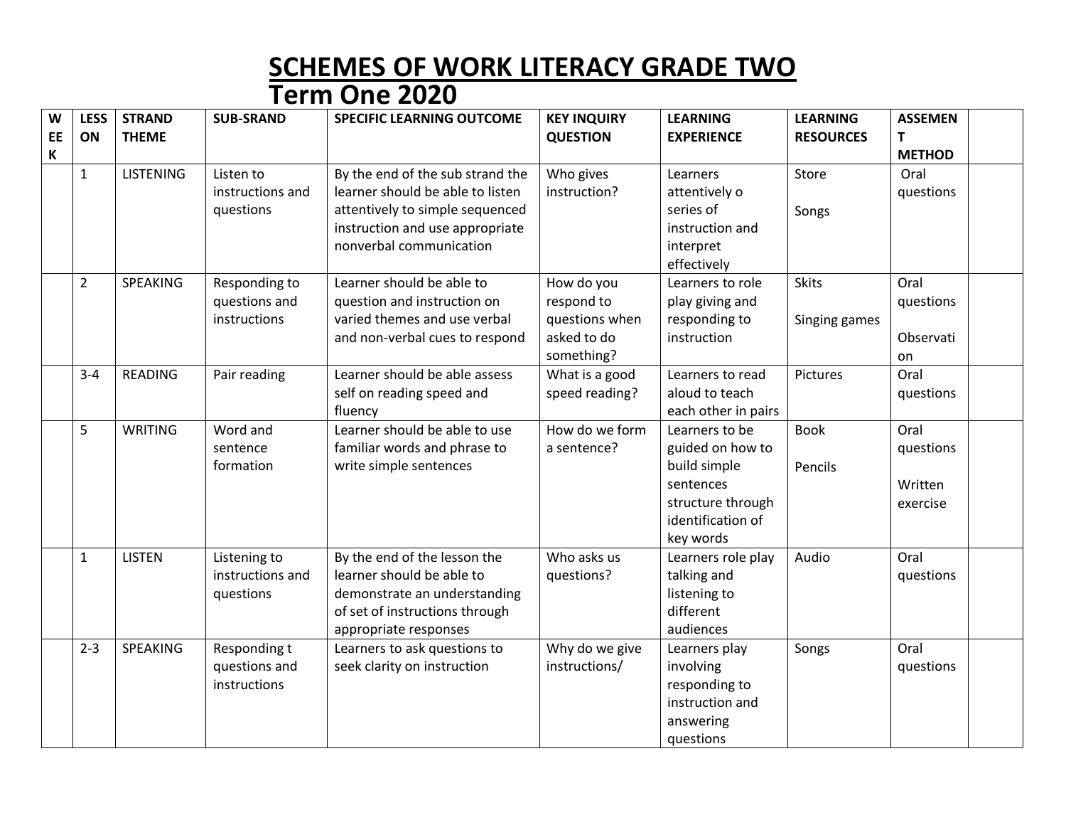# SCHEMES OF WORK LITERACY GRADE TWO

## Term One 2020

| WEEK | LESSON | STRAND THEME | SUB-SRAND | SPECIFIC LEARNING OUTCOME | KEY INQUIRY QUESTION | LEARNING EXPERIENCE | LEARNING RESOURCES | ASSEMENT METHOD | |
|---|---|---|---|---|---|---|---|---|---|
| | 1 | LISTENING | Listen to instructions and questions | By the end of the sub strand the learner should be able to listen attentively to simple sequenced instruction and use appropriate nonverbal communication | Who gives instruction? | Learners attentively o series of instruction and interpret effectively | Store<br><br>Songs | Oral questions | |
| | 2 | SPEAKING | Responding to questions and instructions | Learner should be able to question and instruction on varied themes and use verbal and non-verbal cues to respond | How do you respond to questions when asked to do something? | Learners to role play giving and responding to instruction | Skits<br><br>Singing games | Oral questions<br><br>Observation | |
| | 3-4 | READING | Pair reading | Learner should be able assess self on reading speed and fluency | What is a good speed reading? | Learners to read aloud to teach each other in pairs | Pictures | Oral questions | |
| | 5 | WRITING | Word and sentence formation | Learner should be able to use familiar words and phrase to write simple sentences | How do we form a sentence? | Learners to be guided on how to build simple sentences structure through identification of key words | Book<br><br>Pencils | Oral questions<br><br>Written exercise | |
| | 1 | LISTEN | Listening to instructions and questions | By the end of the lesson the learner should be able to demonstrate an understanding of set of instructions through appropriate responses | Who asks us questions? | Learners role play talking and listening to different audiences | Audio | Oral questions | |
| | 2-3 | SPEAKING | Responding t questions and instructions | Learners to ask questions to seek clarity on instruction | Why do we give instructions/ | Learners play involving responding to instruction and answering questions | Songs | Oral questions | |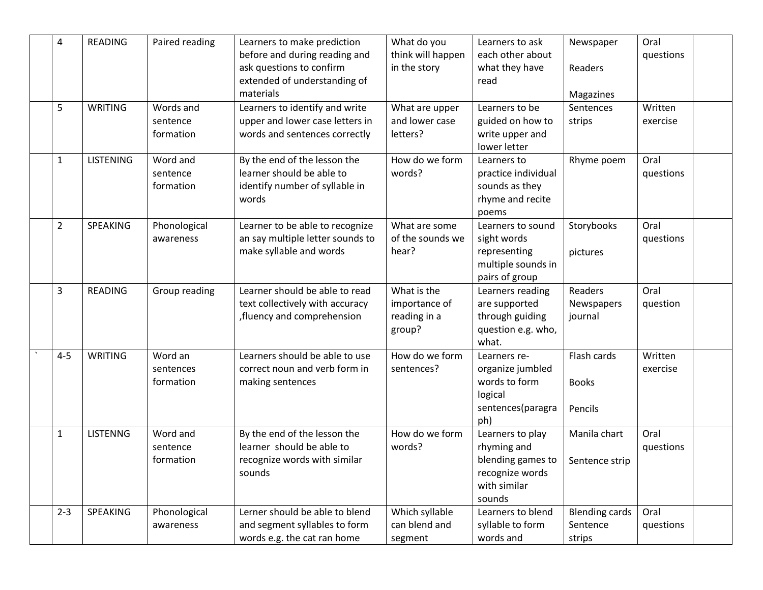|  |  |  |  |  |  |  |  |  |  |
|---|---|---|---|---|---|---|---|---|---|
|  | 4 | READING | Paired reading | Learners to make prediction before and during reading and ask questions to confirm extended of understanding of materials | What do you think will happen in the story | Learners to ask each other about what they have read | Newspaper<br><br>Readers<br><br>Magazines | Oral questions |  |
|  | 5 | WRITING | Words and sentence formation | Learners to identify and write upper and lower case letters in words and sentences correctly | What are upper and lower case letters? | Learners to be guided on how to write upper and lower letter | Sentences strips | Written exercise |  |
|  | 1 | LISTENING | Word and sentence formation | By the end of the lesson the learner should be able to identify number of syllable in words | How do we form words? | Learners to practice individual sounds as they rhyme and recite poems | Rhyme poem | Oral questions |  |
|  | 2 | SPEAKING | Phonological awareness | Learner to be able to recognize an say multiple letter sounds to make syllable and words | What are some of the sounds we hear? | Learners to sound sight words representing multiple sounds in pairs of group | Storybooks<br><br>pictures | Oral questions |  |
|  | 3 | READING | Group reading | Learner should be able to read text collectively with accuracy ,fluency and comprehension | What is the importance of reading in a group? | Learners reading are supported through guiding question e.g. who, what. | Readers Newspapers journal | Oral question |  |
| ` | 4-5 | WRITING | Word an sentences formation | Learners should be able to use correct noun and verb form in making sentences | How do we form sentences? | Learners re-organize jumbled words to form logical sentences(paragraph) | Flash cards<br><br>Books<br><br>Pencils | Written exercise |  |
|  | 1 | LISTENNG | Word and sentence formation | By the end of the lesson the learner should be able to recognize words with similar sounds | How do we form words? | Learners to play rhyming and blending games to recognize words with similar sounds | Manila chart<br><br>Sentence strip | Oral questions |  |
|  | 2-3 | SPEAKING | Phonological awareness | Lerner should be able to blend and segment syllables to form words e.g. the cat ran home | Which syllable can blend and segment | Learners to blend syllable to form words and | Blending cards Sentence strips | Oral questions |  |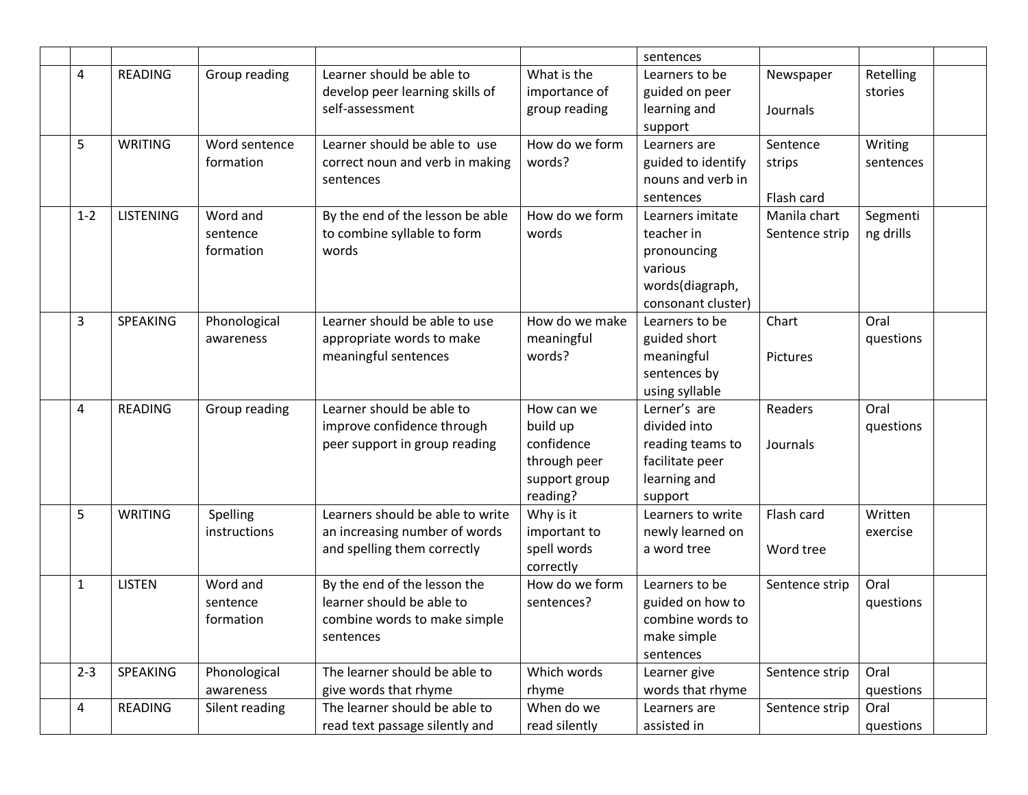| | | | | | | | | | |
|---|---|---|---|---|---|---|---|---|---|
| | | | | | | sentences | | | |
| | 4 | READING | Group reading | Learner should be able to develop peer learning skills of self-assessment | What is the importance of group reading | Learners to be guided on peer learning and support | Newspaper<br><br>Journals | Retelling stories | |
| | 5 | WRITING | Word sentence formation | Learner should be able to use correct noun and verb in making sentences | How do we form words? | Learners are guided to identify nouns and verb in sentences | Sentence strips<br><br>Flash card | Writing sentences | |
| | 1-2 | LISTENING | Word and sentence formation | By the end of the lesson be able to combine syllable to form words | How do we form words | Learners imitate teacher in pronouncing various words(diagraph, consonant cluster) | Manila chart Sentence strip | Segmenting drills | |
| | 3 | SPEAKING | Phonological awareness | Learner should be able to use appropriate words to make meaningful sentences | How do we make meaningful words? | Learners to be guided short meaningful sentences by using syllable | Chart<br><br>Pictures | Oral questions | |
| | 4 | READING | Group reading | Learner should be able to improve confidence through peer support in group reading | How can we build up confidence through peer support group reading? | Lerner's are divided into reading teams to facilitate peer learning and support | Readers<br><br>Journals | Oral questions | |
| | 5 | WRITING | Spelling instructions | Learners should be able to write an increasing number of words and spelling them correctly | Why is it important to spell words correctly | Learners to write newly learned on a word tree | Flash card<br><br>Word tree | Written exercise | |
| | 1 | LISTEN | Word and sentence formation | By the end of the lesson the learner should be able to combine words to make simple sentences | How do we form sentences? | Learners to be guided on how to combine words to make simple sentences | Sentence strip | Oral questions | |
| | 2-3 | SPEAKING | Phonological awareness | The learner should be able to give words that rhyme | Which words rhyme | Learner give words that rhyme | Sentence strip | Oral questions | |
| | 4 | READING | Silent reading | The learner should be able to read text passage silently and | When do we read silently | Learners are assisted in | Sentence strip | Oral questions | |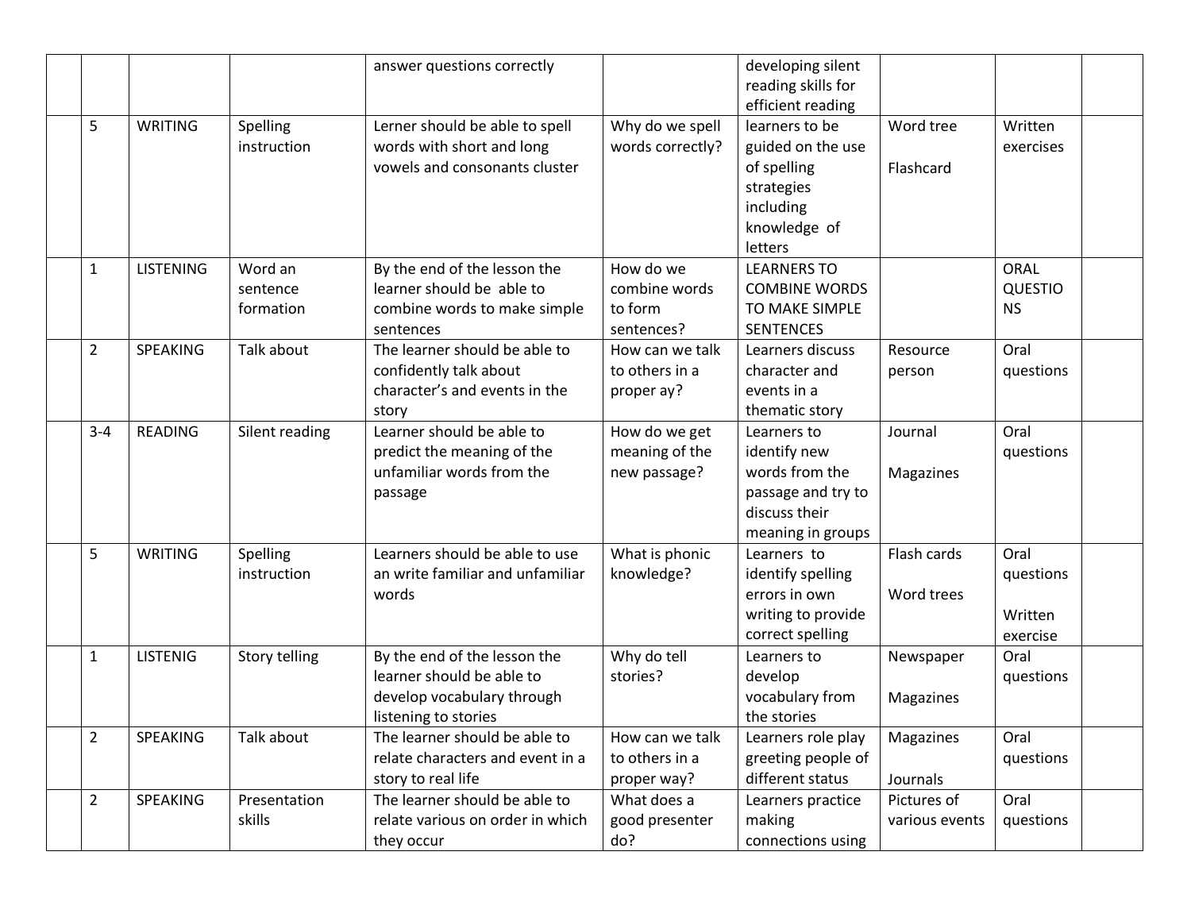| | | | | | | | | | |
|---|---|---|---|---|---|---|---|---|---|
| | | | | answer questions correctly | | developing silent reading skills for efficient reading | | | |
| | 5 | WRITING | Spelling instruction | Lerner should be able to spell words with short and long vowels and consonants cluster | Why do we spell words correctly? | learners to be guided on the use of spelling strategies including knowledge of letters | Word tree<br><br>Flashcard | Written exercises | |
| | 1 | LISTENING | Word an sentence formation | By the end of the lesson the learner should be able to combine words to make simple sentences | How do we combine words to form sentences? | LEARNERS TO COMBINE WORDS TO MAKE SIMPLE SENTENCES | | ORAL QUESTIONS | |
| | 2 | SPEAKING | Talk about | The learner should be able to confidently talk about character's and events in the story | How can we talk to others in a proper ay? | Learners discuss character and events in a thematic story | Resource person | Oral questions | |
| | 3-4 | READING | Silent reading | Learner should be able to predict the meaning of the unfamiliar words from the passage | How do we get meaning of the new passage? | Learners to identify new words from the passage and try to discuss their meaning in groups | Journal<br><br>Magazines | Oral questions | |
| | 5 | WRITING | Spelling instruction | Learners should be able to use an write familiar and unfamiliar words | What is phonic knowledge? | Learners to identify spelling errors in own writing to provide correct spelling | Flash cards<br><br>Word trees | Oral questions<br><br>Written exercise | |
| | 1 | LISTENIG | Story telling | By the end of the lesson the learner should be able to develop vocabulary through listening to stories | Why do tell stories? | Learners to develop vocabulary from the stories | Newspaper<br><br>Magazines | Oral questions | |
| | 2 | SPEAKING | Talk about | The learner should be able to relate characters and event in a story to real life | How can we talk to others in a proper way? | Learners role play greeting people of different status | Magazines<br><br>Journals | Oral questions | |
| | 2 | SPEAKING | Presentation skills | The learner should be able to relate various on order in which they occur | What does a good presenter do? | Learners practice making connections using | Pictures of various events | Oral questions | |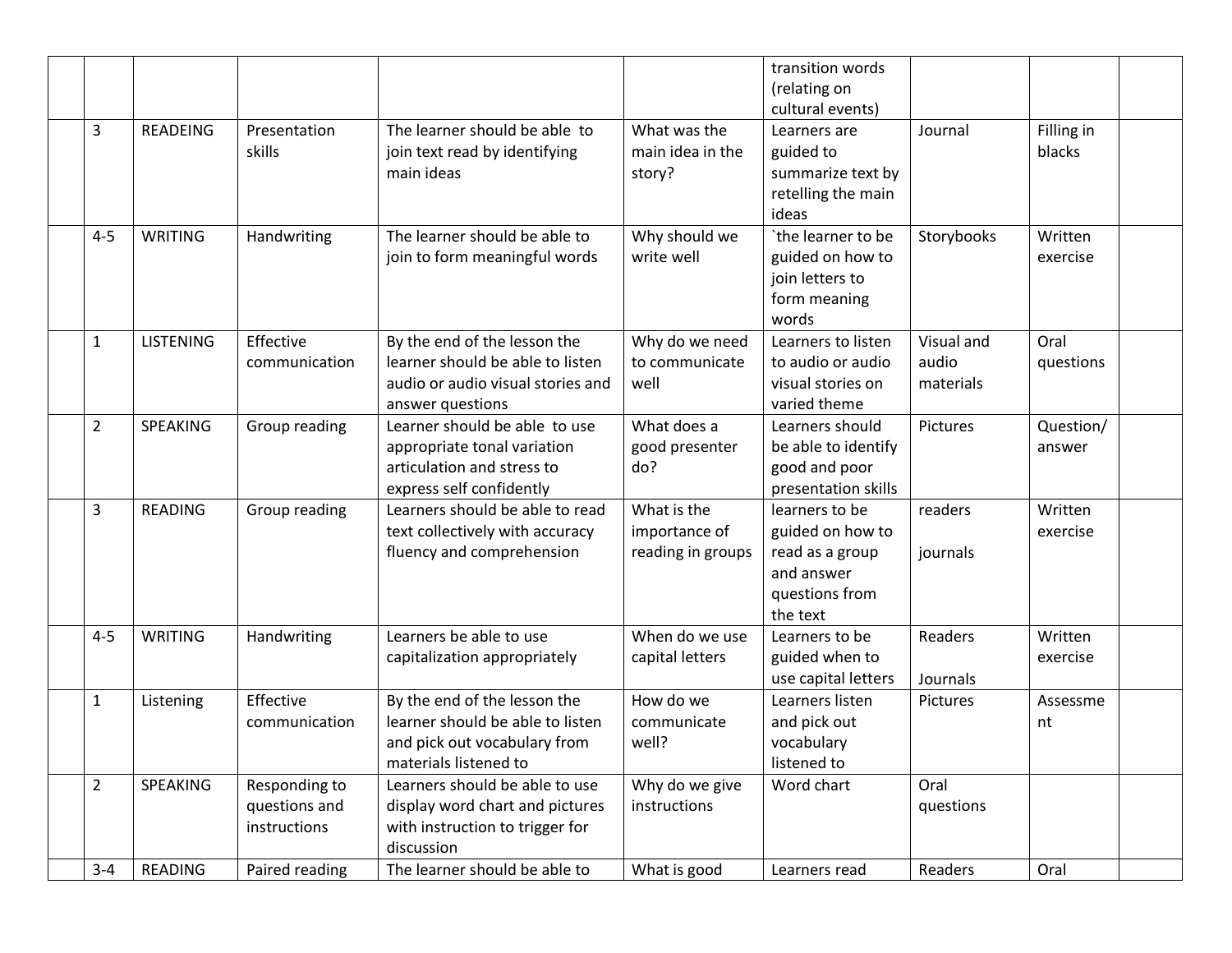| | | | | | | | | | |
|---|---|---|---|---|---|---|---|---|---|
| | | | | | | transition words (relating on cultural events) | | | |
| | 3 | READEING | Presentation skills | The learner should be able to join text read by identifying main ideas | What was the main idea in the story? | Learners are guided to summarize text by retelling the main ideas | Journal | Filling in blacks | |
| | 4-5 | WRITING | Handwriting | The learner should be able to join to form meaningful words | Why should we write well | `the learner to be guided on how to join letters to form meaning words | Storybooks | Written exercise | |
| | 1 | LISTENING | Effective communication | By the end of the lesson the learner should be able to listen audio or audio visual stories and answer questions | Why do we need to communicate well | Learners to listen to audio or audio visual stories on varied theme | Visual and audio materials | Oral questions | |
| | 2 | SPEAKING | Group reading | Learner should be able to use appropriate tonal variation articulation and stress to express self confidently | What does a good presenter do? | Learners should be able to identify good and poor presentation skills | Pictures | Question/ answer | |
| | 3 | READING | Group reading | Learners should be able to read text collectively with accuracy fluency and comprehension | What is the importance of reading in groups | learners to be guided on how to read as a group and answer questions from the text | readers<br><br>journals | Written exercise | |
| | 4-5 | WRITING | Handwriting | Learners be able to use capitalization appropriately | When do we use capital letters | Learners to be guided when to use capital letters | Readers<br><br>Journals | Written exercise | |
| | 1 | Listening | Effective communication | By the end of the lesson the learner should be able to listen and pick out vocabulary from materials listened to | How do we communicate well? | Learners listen and pick out vocabulary listened to | Pictures | Assessment | |
| | 2 | SPEAKING | Responding to questions and instructions | Learners should be able to use display word chart and pictures with instruction to trigger for discussion | Why do we give instructions | Word chart | Oral questions | | |
| | 3-4 | READING | Paired reading | The learner should be able to | What is good | Learners read | Readers | Oral | |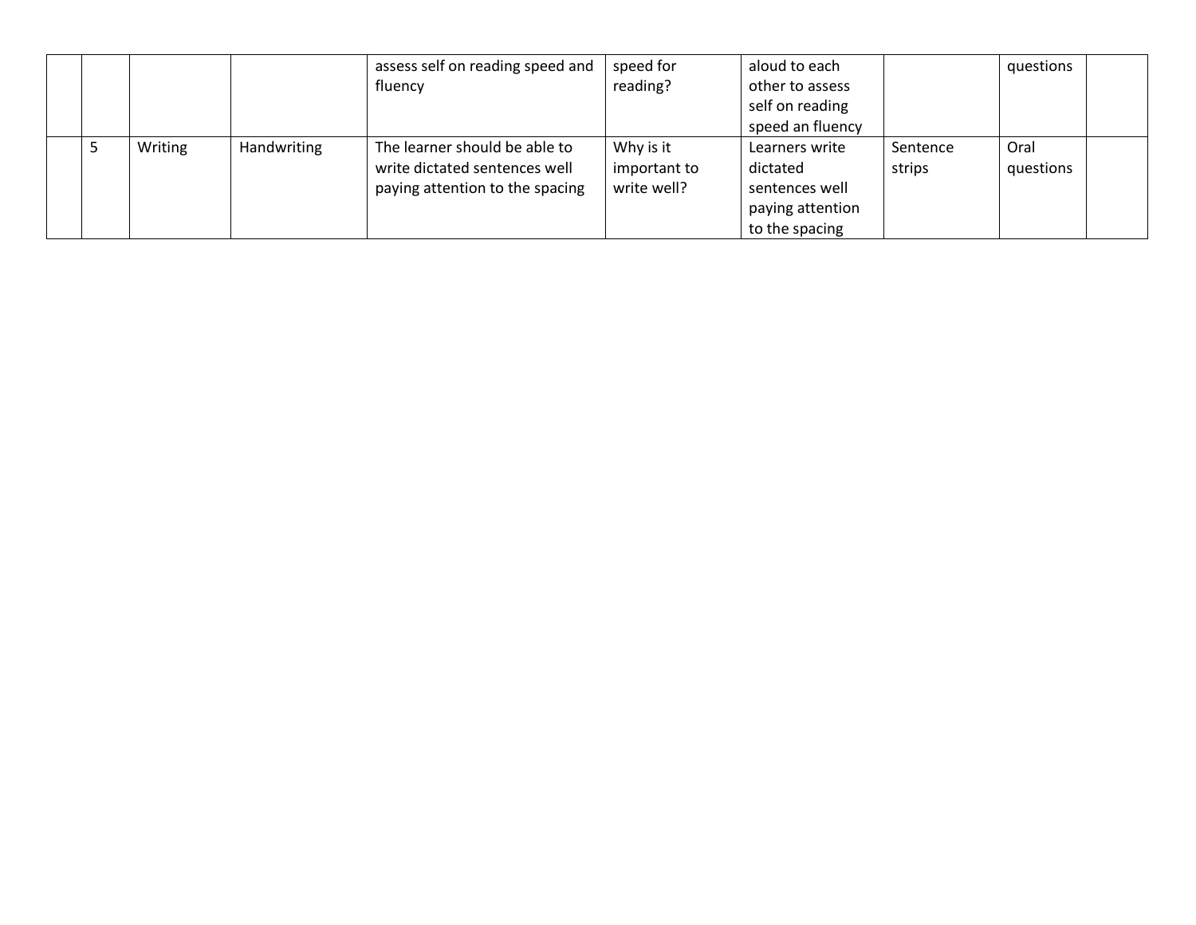| | | | | | | | | | |
|---|---|---|---|---|---|---|---|---|---|
| | | | | assess self on reading speed and fluency | speed for reading? | aloud to each other to assess self on reading speed an fluency | | questions | |
| | 5 | Writing | Handwriting | The learner should be able to write dictated sentences well paying attention to the spacing | Why is it important to write well? | Learners write dictated sentences well paying attention to the spacing | Sentence strips | Oral questions | |